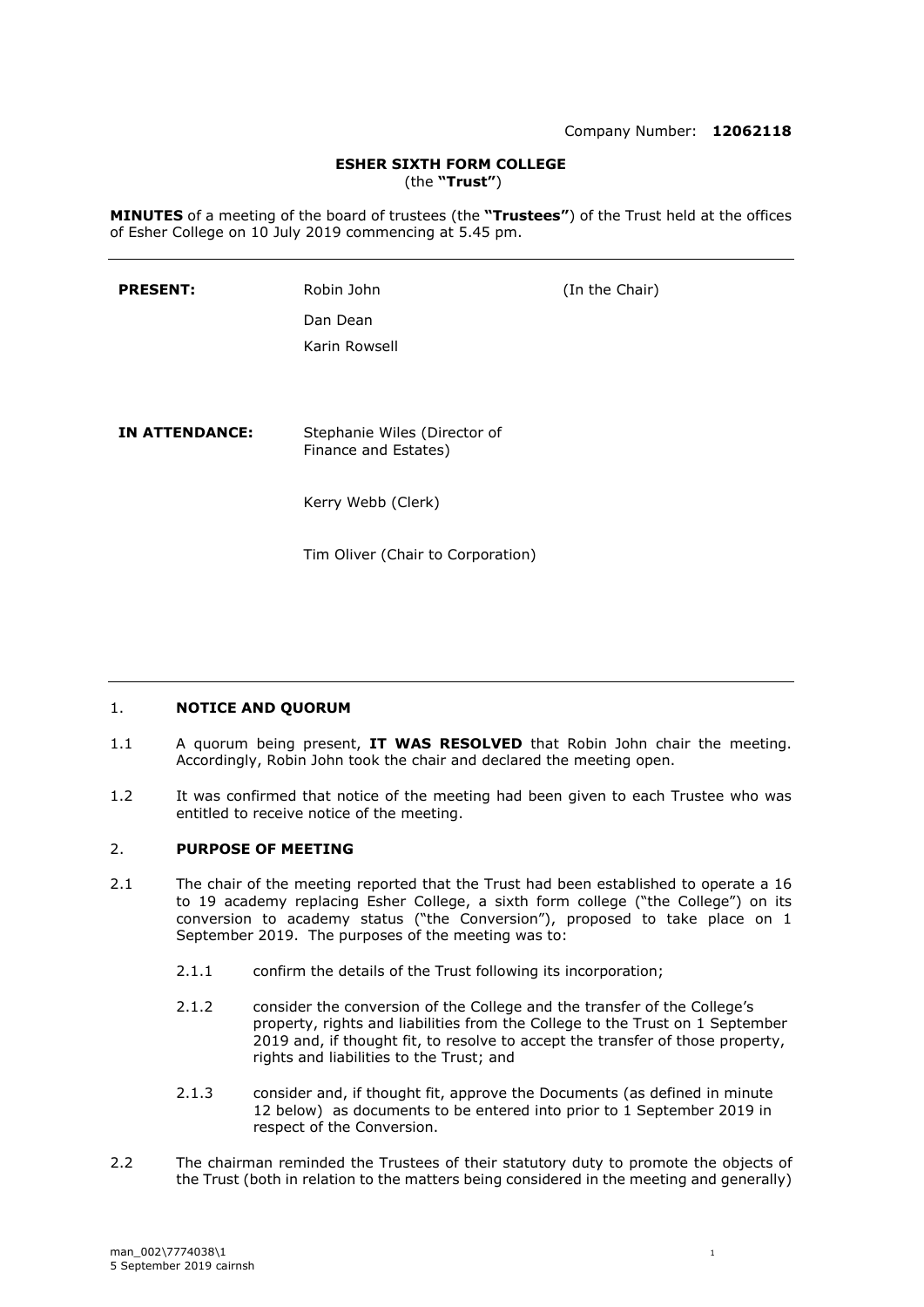Company Number: **12062118**

**ESHER SIXTH FORM COLLEGE**
(the **"Trust"**)

**MINUTES** of a meeting of the board of trustees (the **"Trustees"**) of the Trust held at the offices of Esher College on 10 July 2019 commencing at 5.45 pm.

---

| | | |
|---|---|---|
| **PRESENT:** | Robin John | (In the Chair) |
| | Dan Dean | |
| | Karin Rowsell | |
| **IN ATTENDANCE:** | Stephanie Wiles (Director of Finance and Estates) | |
| | Kerry Webb (Clerk) | |
| | Tim Oliver (Chair to Corporation) | |

---

1. **NOTICE AND QUORUM**

1.1 A quorum being present, **IT WAS RESOLVED** that Robin John chair the meeting. Accordingly, Robin John took the chair and declared the meeting open.

1.2 It was confirmed that notice of the meeting had been given to each Trustee who was entitled to receive notice of the meeting.

2. **PURPOSE OF MEETING**

2.1 The chair of the meeting reported that the Trust had been established to operate a 16 to 19 academy replacing Esher College, a sixth form college ("the College") on its conversion to academy status ("the Conversion"), proposed to take place on 1 September 2019. The purposes of the meeting was to:

2.1.1 confirm the details of the Trust following its incorporation;

2.1.2 consider the conversion of the College and the transfer of the College's property, rights and liabilities from the College to the Trust on 1 September 2019 and, if thought fit, to resolve to accept the transfer of those property, rights and liabilities to the Trust; and

2.1.3 consider and, if thought fit, approve the Documents (as defined in minute 12 below) as documents to be entered into prior to 1 September 2019 in respect of the Conversion.

2.2 The chairman reminded the Trustees of their statutory duty to promote the objects of the Trust (both in relation to the matters being considered in the meeting and generally)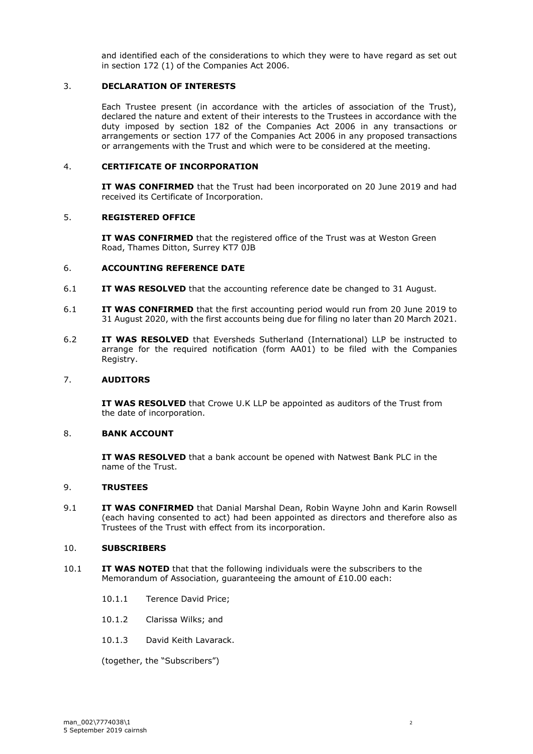and identified each of the considerations to which they were to have regard as set out in section 172 (1) of the Companies Act 2006.

3. **DECLARATION OF INTERESTS**

Each Trustee present (in accordance with the articles of association of the Trust), declared the nature and extent of their interests to the Trustees in accordance with the duty imposed by section 182 of the Companies Act 2006 in any transactions or arrangements or section 177 of the Companies Act 2006 in any proposed transactions or arrangements with the Trust and which were to be considered at the meeting.

4. **CERTIFICATE OF INCORPORATION**

**IT WAS CONFIRMED** that the Trust had been incorporated on 20 June 2019 and had received its Certificate of Incorporation.

5. **REGISTERED OFFICE**

**IT WAS CONFIRMED** that the registered office of the Trust was at Weston Green Road, Thames Ditton, Surrey KT7 0JB

6. **ACCOUNTING REFERENCE DATE**

6.1 **IT WAS RESOLVED** that the accounting reference date be changed to 31 August.

6.1 **IT WAS CONFIRMED** that the first accounting period would run from 20 June 2019 to 31 August 2020, with the first accounts being due for filing no later than 20 March 2021.

6.2 **IT WAS RESOLVED** that Eversheds Sutherland (International) LLP be instructed to arrange for the required notification (form AA01) to be filed with the Companies Registry.

7. **AUDITORS**

**IT WAS RESOLVED** that Crowe U.K LLP be appointed as auditors of the Trust from the date of incorporation.

8. **BANK ACCOUNT**

**IT WAS RESOLVED** that a bank account be opened with Natwest Bank PLC in the name of the Trust.

9. **TRUSTEES**

9.1 **IT WAS CONFIRMED** that Danial Marshal Dean, Robin Wayne John and Karin Rowsell (each having consented to act) had been appointed as directors and therefore also as Trustees of the Trust with effect from its incorporation.

10. **SUBSCRIBERS**

10.1 **IT WAS NOTED** that that the following individuals were the subscribers to the Memorandum of Association, guaranteeing the amount of £10.00 each:

10.1.1 Terence David Price;

10.1.2 Clarissa Wilks; and

10.1.3 David Keith Lavarack.

(together, the "Subscribers")

man_002\7774038\1
5 September 2019 cairnsh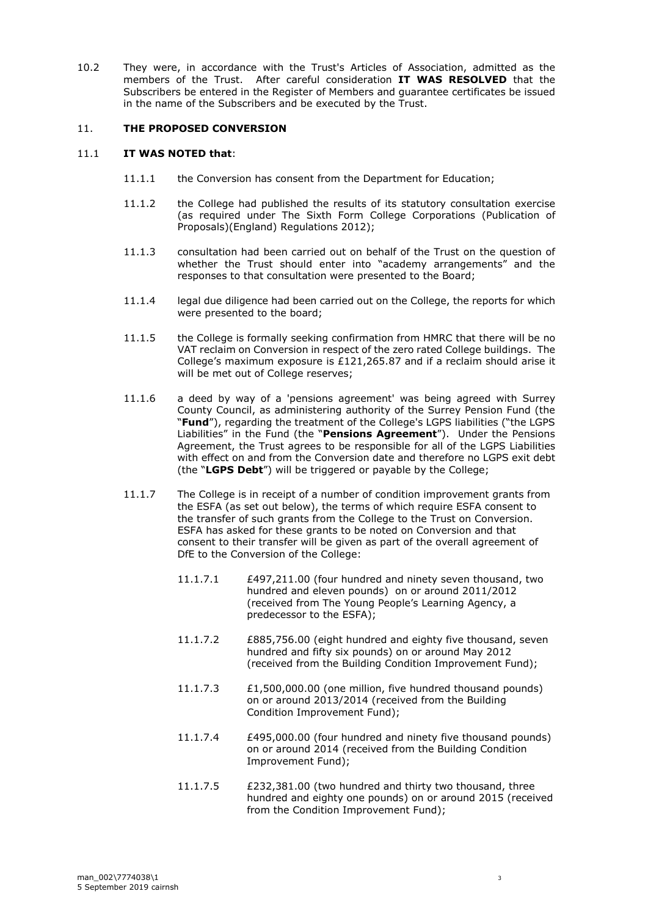10.2 They were, in accordance with the Trust's Articles of Association, admitted as the members of the Trust. After careful consideration **IT WAS RESOLVED** that the Subscribers be entered in the Register of Members and guarantee certificates be issued in the name of the Subscribers and be executed by the Trust.

## 11. THE PROPOSED CONVERSION

11.1 **IT WAS NOTED that**:

11.1.1 the Conversion has consent from the Department for Education;

11.1.2 the College had published the results of its statutory consultation exercise (as required under The Sixth Form College Corporations (Publication of Proposals)(England) Regulations 2012);

11.1.3 consultation had been carried out on behalf of the Trust on the question of whether the Trust should enter into "academy arrangements" and the responses to that consultation were presented to the Board;

11.1.4 legal due diligence had been carried out on the College, the reports for which were presented to the board;

11.1.5 the College is formally seeking confirmation from HMRC that there will be no VAT reclaim on Conversion in respect of the zero rated College buildings. The College's maximum exposure is £121,265.87 and if a reclaim should arise it will be met out of College reserves;

11.1.6 a deed by way of a 'pensions agreement' was being agreed with Surrey County Council, as administering authority of the Surrey Pension Fund (the "**Fund**"), regarding the treatment of the College's LGPS liabilities ("the LGPS Liabilities" in the Fund (the "**Pensions Agreement**"). Under the Pensions Agreement, the Trust agrees to be responsible for all of the LGPS Liabilities with effect on and from the Conversion date and therefore no LGPS exit debt (the "**LGPS Debt**") will be triggered or payable by the College;

11.1.7 The College is in receipt of a number of condition improvement grants from the ESFA (as set out below), the terms of which require ESFA consent to the transfer of such grants from the College to the Trust on Conversion. ESFA has asked for these grants to be noted on Conversion and that consent to their transfer will be given as part of the overall agreement of DfE to the Conversion of the College:

11.1.7.1 £497,211.00 (four hundred and ninety seven thousand, two hundred and eleven pounds) on or around 2011/2012 (received from The Young People's Learning Agency, a predecessor to the ESFA);

11.1.7.2 £885,756.00 (eight hundred and eighty five thousand, seven hundred and fifty six pounds) on or around May 2012 (received from the Building Condition Improvement Fund);

11.1.7.3 £1,500,000.00 (one million, five hundred thousand pounds) on or around 2013/2014 (received from the Building Condition Improvement Fund);

11.1.7.4 £495,000.00 (four hundred and ninety five thousand pounds) on or around 2014 (received from the Building Condition Improvement Fund);

11.1.7.5 £232,381.00 (two hundred and thirty two thousand, three hundred and eighty one pounds) on or around 2015 (received from the Condition Improvement Fund);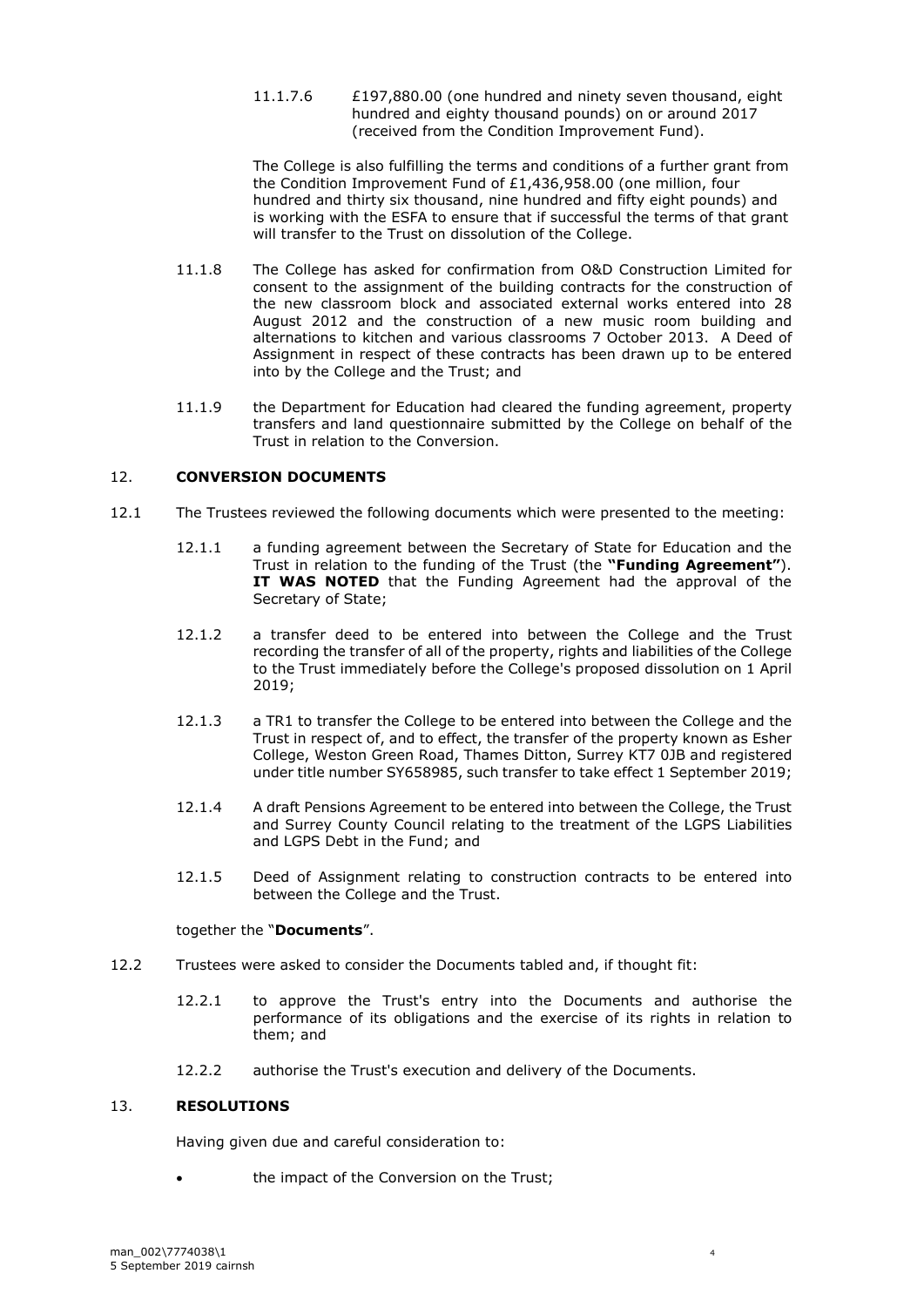11.1.7.6 £197,880.00 (one hundred and ninety seven thousand, eight hundred and eighty thousand pounds) on or around 2017 (received from the Condition Improvement Fund).

The College is also fulfilling the terms and conditions of a further grant from the Condition Improvement Fund of £1,436,958.00 (one million, four hundred and thirty six thousand, nine hundred and fifty eight pounds) and is working with the ESFA to ensure that if successful the terms of that grant will transfer to the Trust on dissolution of the College.

11.1.8 The College has asked for confirmation from O&D Construction Limited for consent to the assignment of the building contracts for the construction of the new classroom block and associated external works entered into 28 August 2012 and the construction of a new music room building and alternations to kitchen and various classrooms 7 October 2013. A Deed of Assignment in respect of these contracts has been drawn up to be entered into by the College and the Trust; and

11.1.9 the Department for Education had cleared the funding agreement, property transfers and land questionnaire submitted by the College on behalf of the Trust in relation to the Conversion.

## 12. CONVERSION DOCUMENTS

12.1 The Trustees reviewed the following documents which were presented to the meeting:

12.1.1 a funding agreement between the Secretary of State for Education and the Trust in relation to the funding of the Trust (the **"Funding Agreement"**). **IT WAS NOTED** that the Funding Agreement had the approval of the Secretary of State;

12.1.2 a transfer deed to be entered into between the College and the Trust recording the transfer of all of the property, rights and liabilities of the College to the Trust immediately before the College's proposed dissolution on 1 April 2019;

12.1.3 a TR1 to transfer the College to be entered into between the College and the Trust in respect of, and to effect, the transfer of the property known as Esher College, Weston Green Road, Thames Ditton, Surrey KT7 0JB and registered under title number SY658985, such transfer to take effect 1 September 2019;

12.1.4 A draft Pensions Agreement to be entered into between the College, the Trust and Surrey County Council relating to the treatment of the LGPS Liabilities and LGPS Debt in the Fund; and

12.1.5 Deed of Assignment relating to construction contracts to be entered into between the College and the Trust.

together the "**Documents**".

12.2 Trustees were asked to consider the Documents tabled and, if thought fit:

12.2.1 to approve the Trust's entry into the Documents and authorise the performance of its obligations and the exercise of its rights in relation to them; and

12.2.2 authorise the Trust's execution and delivery of the Documents.

## 13. RESOLUTIONS

Having given due and careful consideration to:

- the impact of the Conversion on the Trust;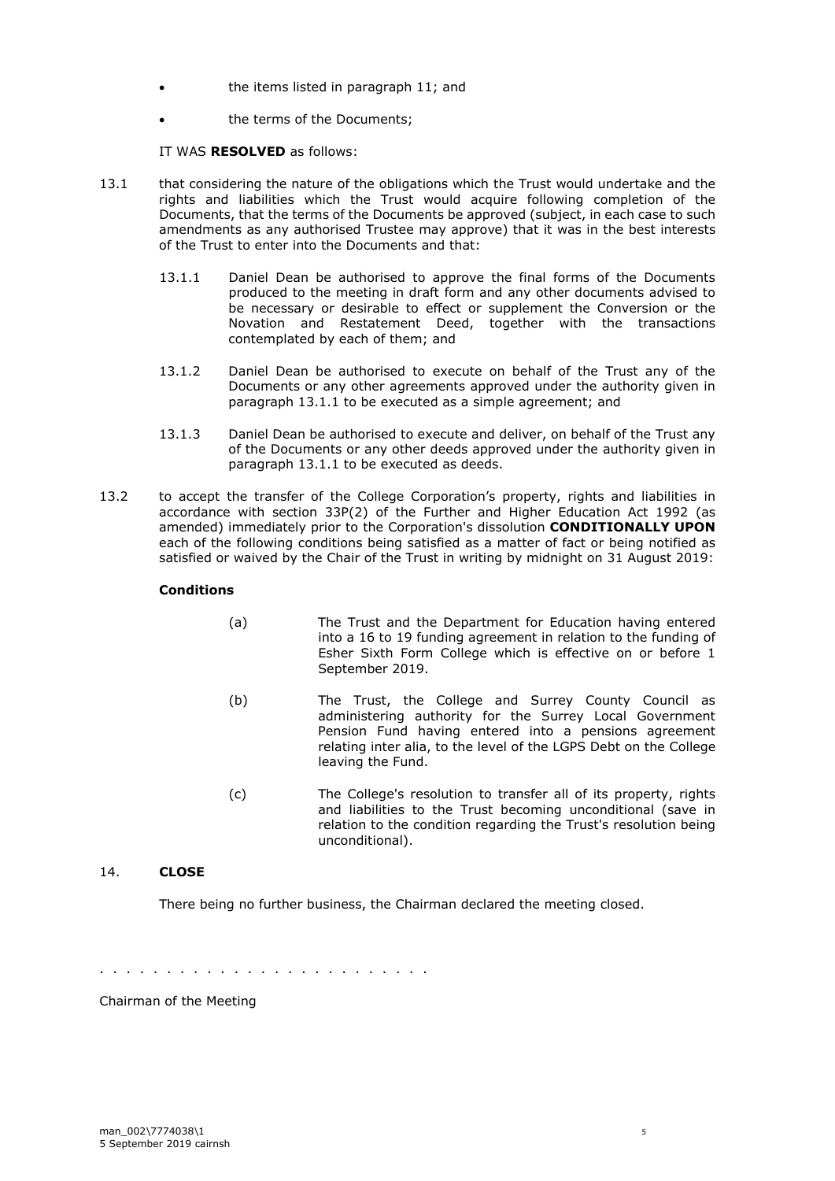- the items listed in paragraph 11; and
- the terms of the Documents;

IT WAS **RESOLVED** as follows:

13.1 that considering the nature of the obligations which the Trust would undertake and the rights and liabilities which the Trust would acquire following completion of the Documents, that the terms of the Documents be approved (subject, in each case to such amendments as any authorised Trustee may approve) that it was in the best interests of the Trust to enter into the Documents and that:

13.1.1 Daniel Dean be authorised to approve the final forms of the Documents produced to the meeting in draft form and any other documents advised to be necessary or desirable to effect or supplement the Conversion or the Novation and Restatement Deed, together with the transactions contemplated by each of them; and

13.1.2 Daniel Dean be authorised to execute on behalf of the Trust any of the Documents or any other agreements approved under the authority given in paragraph 13.1.1 to be executed as a simple agreement; and

13.1.3 Daniel Dean be authorised to execute and deliver, on behalf of the Trust any of the Documents or any other deeds approved under the authority given in paragraph 13.1.1 to be executed as deeds.

13.2 to accept the transfer of the College Corporation's property, rights and liabilities in accordance with section 33P(2) of the Further and Higher Education Act 1992 (as amended) immediately prior to the Corporation's dissolution **CONDITIONALLY UPON** each of the following conditions being satisfied as a matter of fact or being notified as satisfied or waived by the Chair of the Trust in writing by midnight on 31 August 2019:

**Conditions**

(a) The Trust and the Department for Education having entered into a 16 to 19 funding agreement in relation to the funding of Esher Sixth Form College which is effective on or before 1 September 2019.

(b) The Trust, the College and Surrey County Council as administering authority for the Surrey Local Government Pension Fund having entered into a pensions agreement relating inter alia, to the level of the LGPS Debt on the College leaving the Fund.

(c) The College's resolution to transfer all of its property, rights and liabilities to the Trust becoming unconditional (save in relation to the condition regarding the Trust's resolution being unconditional).

## 14. CLOSE

There being no further business, the Chairman declared the meeting closed.

. . . . . . . . . . . . . . . . . . . . . . . . .

Chairman of the Meeting

man_002\7774038\1
5 September 2019 cairnsh